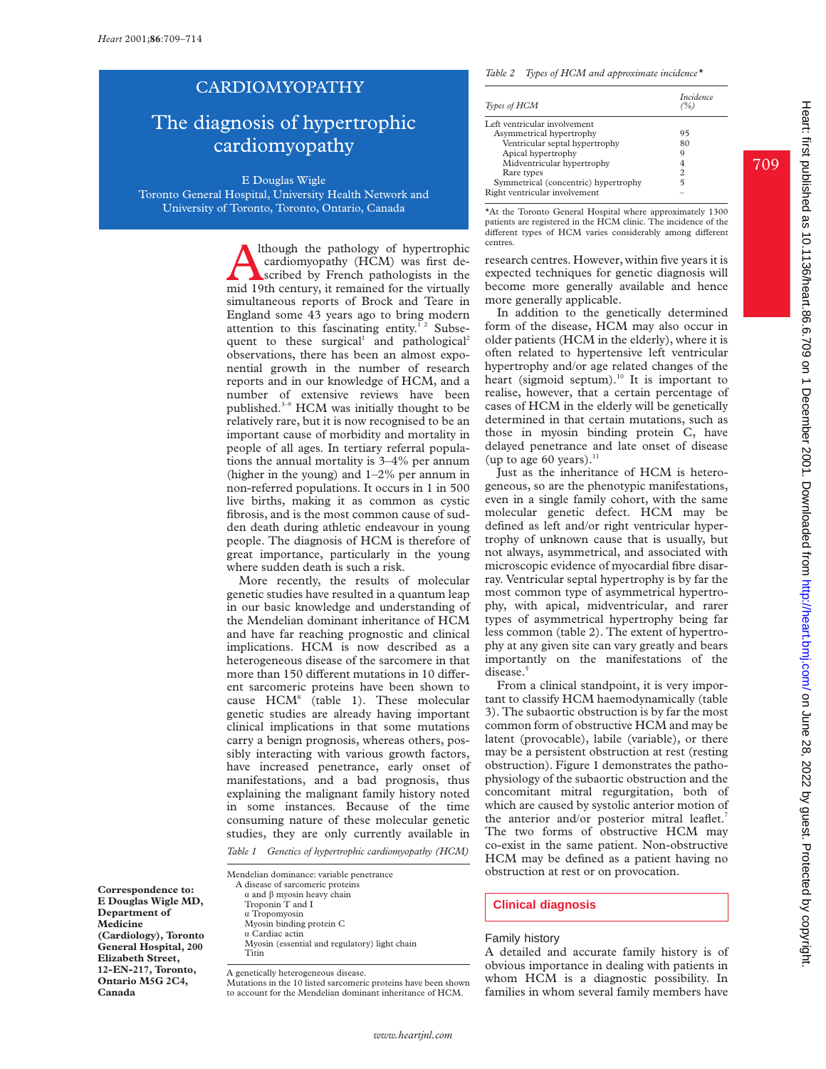# CARDIOMYOPATHY

# The diagnosis of hypertrophic cardiomyopathy

E Douglas Wigle

Toronto General Hospital, University Health Network and University of Toronto, Toronto, Ontario, Canada

Although the pathology of hypertrophic cardiomyopathy (HCM) was first described by French pathologists in the mid 19th century, it remained for the virtually simultaneous reports of Brock and Teare in England some 43 years ago to bring modern attention to this fascinating entity.[1,2] Subsequent to these surgical[1] and pathological[2] observations, there has been an almost exponential growth in the number of research reports and in our knowledge of HCM, and a number of extensive reviews have been published.[3–9] HCM was initially thought to be relatively rare, but it is now recognised to be an important cause of morbidity and mortality in people of all ages. In tertiary referral populations the annual mortality is 3–4% per annum (higher in the young) and 1–2% per annum in non-referred populations. It occurs in 1 in 500 live births, making it as common as cystic fibrosis, and is the most common cause of sudden death during athletic endeavour in young people. The diagnosis of HCM is therefore of great importance, particularly in the young where sudden death is such a risk.

More recently, the results of molecular genetic studies have resulted in a quantum leap in our basic knowledge and understanding of the Mendelian dominant inheritance of HCM and have far reaching prognostic and clinical implications. HCM is now described as a heterogeneous disease of the sarcomere in that more than 150 different mutations in 10 different sarcomeric proteins have been shown to cause HCM[8] (table 1). These molecular genetic studies are already having important clinical implications in that some mutations carry a benign prognosis, whereas others, possibly interacting with various growth factors, have increased penetrance, early onset of manifestations, and a bad prognosis, thus explaining the malignant family history noted in some instances. Because of the time consuming nature of these molecular genetic studies, they are only currently available in research centres. However, within five years it is expected techniques for genetic diagnosis will become more generally available and hence more generally applicable.

*Table 1 Genetics of hypertrophic cardiomyopathy (HCM)*

Mendelian dominance: variable penetrance
- A disease of sarcomeric proteins
  - α and β myosin heavy chain
  - Troponin T and I
  - α Tropomyosin
  - Myosin binding protein C
  - α Cardiac actin
  - Myosin (essential and regulatory) light chain
  - Titin

A genetically heterogeneous disease.
Mutations in the 10 listed sarcomeric proteins have been shown to account for the Mendelian dominant inheritance of HCM.

In addition to the genetically determined form of the disease, HCM may also occur in older patients (HCM in the elderly), where it is often related to hypertensive left ventricular hypertrophy and/or age related changes of the heart (sigmoid septum).[10] It is important to realise, however, that a certain percentage of cases of HCM in the elderly will be genetically determined in that certain mutations, such as those in myosin binding protein C, have delayed penetrance and late onset of disease (up to age 60 years).[11]

Just as the inheritance of HCM is heterogeneous, so are the phenotypic manifestations, even in a single family cohort, with the same molecular genetic defect. HCM may be defined as left and/or right ventricular hypertrophy of unknown cause that is usually, but not always, asymmetrical, and associated with microscopic evidence of myocardial fibre disarray. Ventricular septal hypertrophy is by far the most common type of asymmetrical hypertrophy, with apical, midventricular, and rarer types of asymmetrical hypertrophy being far less common (table 2). The extent of hypertrophy at any given site can vary greatly and bears importantly on the manifestations of the disease.[5]

*Table 2 Types of HCM and approximate incidence\**

| Types of HCM | Incidence (%) |
|---|---|
| Left ventricular involvement | |
| Asymmetrical hypertrophy | 95 |
| Ventricular septal hypertrophy | 80 |
| Apical hypertrophy | 9 |
| Midventricular hypertrophy | 4 |
| Rare types | 2 |
| Symmetrical (concentric) hypertrophy | 5 |
| Right ventricular involvement | – |

\*At the Toronto General Hospital where approximately 1300 patients are registered in the HCM clinic. The incidence of the different types of HCM varies considerably among different centres.

From a clinical standpoint, it is very important to classify HCM haemodynamically (table 3). The subaortic obstruction is by far the most common form of obstructive HCM and may be latent (provocable), labile (variable), or there may be a persistent obstruction at rest (resting obstruction). Figure 1 demonstrates the pathophysiology of the subaortic obstruction and the concomitant mitral regurgitation, both of which are caused by systolic anterior motion of the anterior and/or posterior mitral leaflet.[7] The two forms of obstructive HCM may co-exist in the same patient. Non-obstructive HCM may be defined as a patient having no obstruction at rest or on provocation.

## Clinical diagnosis

### Family history

A detailed and accurate family history is of obvious importance in dealing with patients in whom HCM is a diagnostic possibility. In families in whom several family members have

**Correspondence to: E Douglas Wigle MD, Department of Medicine (Cardiology), Toronto General Hospital, 200 Elizabeth Street, 12-EN-217, Toronto, Ontario M5G 2C4, Canada**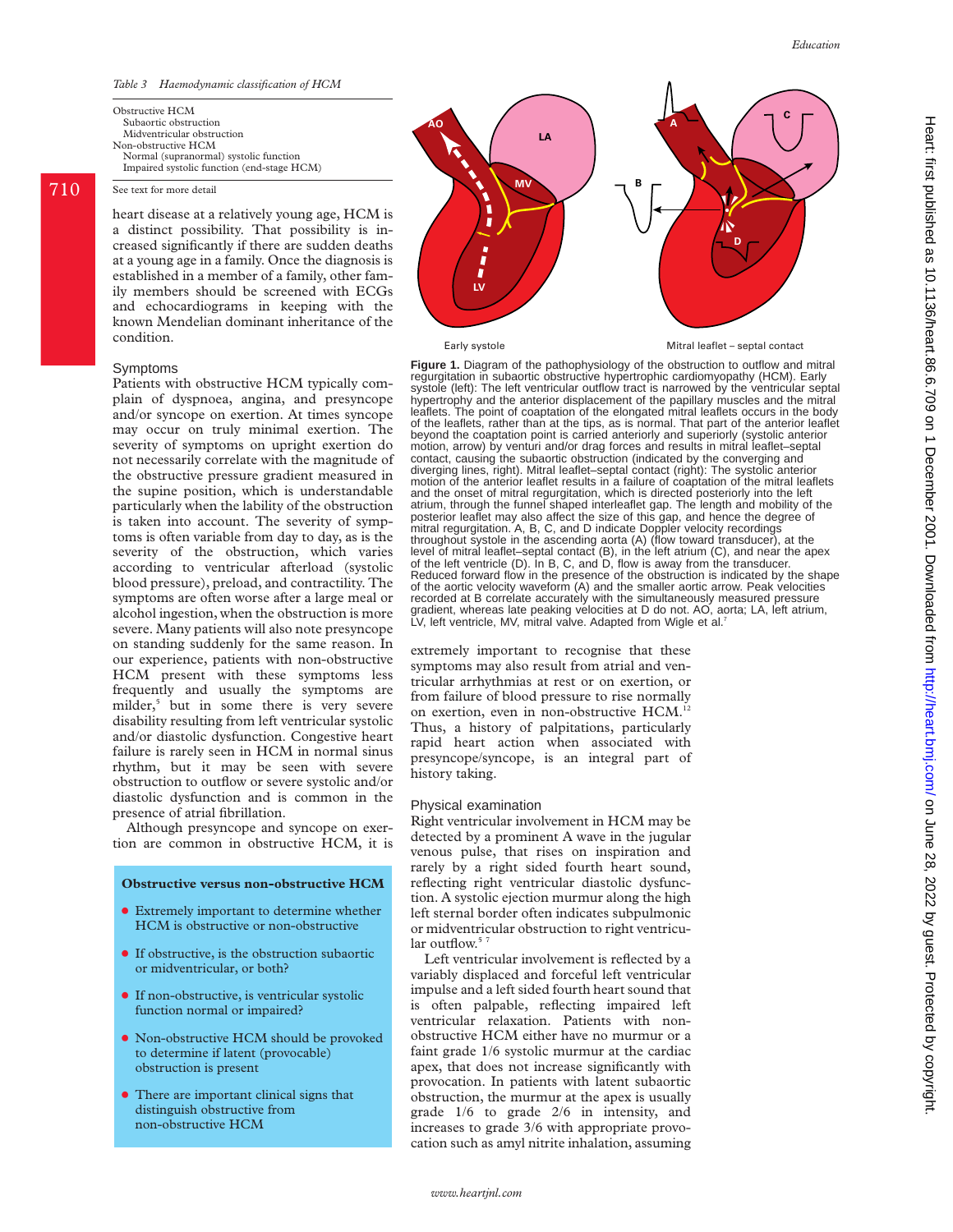*Table 3 Haemodynamic classification of HCM*

Obstructive HCM
  Subaortic obstruction
  Midventricular obstruction
Non-obstructive HCM
  Normal (supranormal) systolic function
  Impaired systolic function (end-stage HCM)

See text for more detail

heart disease at a relatively young age, HCM is a distinct possibility. That possibility is increased significantly if there are sudden deaths at a young age in a family. Once the diagnosis is established in a member of a family, other family members should be screened with ECGs and echocardiograms in keeping with the known Mendelian dominant inheritance of the condition.

## Symptoms

Patients with obstructive HCM typically complain of dyspnoea, angina, and presyncope and/or syncope on exertion. At times syncope may occur on truly minimal exertion. The severity of symptoms on upright exertion do not necessarily correlate with the magnitude of the obstructive pressure gradient measured in the supine position, which is understandable particularly when the lability of the obstruction is taken into account. The severity of symptoms is often variable from day to day, as is the severity of the obstruction, which varies according to ventricular afterload (systolic blood pressure), preload, and contractility. The symptoms are often worse after a large meal or alcohol ingestion, when the obstruction is more severe. Many patients will also note presyncope on standing suddenly for the same reason. In our experience, patients with non-obstructive HCM present with these symptoms less frequently and usually the symptoms are milder,[5] but in some there is very severe disability resulting from left ventricular systolic and/or diastolic dysfunction. Congestive heart failure is rarely seen in HCM in normal sinus rhythm, but it may be seen with severe obstruction to outflow or severe systolic and/or diastolic dysfunction and is common in the presence of atrial fibrillation.

Although presyncope and syncope on exertion are common in obstructive HCM, it is extremely important to recognise that these symptoms may also result from atrial and ventricular arrhythmias at rest or on exertion, or from failure of blood pressure to rise normally on exertion, even in non-obstructive HCM.[12] Thus, a history of palpitations, particularly rapid heart action when associated with presyncope/syncope, is an integral part of history taking.

**Obstructive versus non-obstructive HCM**

- Extremely important to determine whether HCM is obstructive or non-obstructive
- If obstructive, is the obstruction subaortic or midventricular, or both?
- If non-obstructive, is ventricular systolic function normal or impaired?
- Non-obstructive HCM should be provoked to determine if latent (provocable) obstruction is present
- There are important clinical signs that distinguish obstructive from non-obstructive HCM

AO
LA
MV
LV
Early systole
A
B
C
D
Mitral leaflet – septal contact

**Figure 1.** Diagram of the pathophysiology of the obstruction to outflow and mitral regurgitation in subaortic obstructive hypertrophic cardiomyopathy (HCM). Early systole (left): The left ventricular outflow tract is narrowed by the ventricular septal hypertrophy and the anterior displacement of the papillary muscles and the mitral leaflets. The point of coaptation of the elongated mitral leaflets occurs in the body of the leaflets, rather than at the tips, as is normal. That part of the anterior leaflet beyond the coaptation point is carried anteriorly and superiorly (systolic anterior motion, arrow) by venturi and/or drag forces and results in mitral leaflet–septal contact, causing the subaortic obstruction (indicated by the converging and diverging lines, right). Mitral leaflet–septal contact (right): The systolic anterior motion of the anterior leaflet results in a failure of coaptation of the mitral leaflets and the onset of mitral regurgitation, which is directed posteriorly into the left atrium, through the funnel shaped interleaflet gap. The length and mobility of the posterior leaflet may also affect the size of this gap, and hence the degree of mitral regurgitation. A, B, C, and D indicate Doppler velocity recordings throughout systole in the ascending aorta (A) (flow toward transducer), at the level of mitral leaflet–septal contact (B), in the left atrium (C), and near the apex of the left ventricle (D). In B, C, and D, flow is away from the transducer. Reduced forward flow in the presence of the obstruction is indicated by the shape of the aortic velocity waveform (A) and the smaller aortic arrow. Peak velocities recorded at B correlate accurately with the simultaneously measured pressure gradient, whereas late peaking velocities at D do not. AO, aorta; LA, left atrium, LV, left ventricle, MV, mitral valve. Adapted from Wigle et al.[7]

## Physical examination

Right ventricular involvement in HCM may be detected by a prominent A wave in the jugular venous pulse, that rises on inspiration and rarely by a right sided fourth heart sound, reflecting right ventricular diastolic dysfunction. A systolic ejection murmur along the high left sternal border often indicates subpulmonic or midventricular obstruction to right ventricular outflow.[5 7]

Left ventricular involvement is reflected by a variably displaced and forceful left ventricular impulse and a left sided fourth heart sound that is often palpable, reflecting impaired left ventricular relaxation. Patients with non-obstructive HCM either have no murmur or a faint grade 1/6 systolic murmur at the cardiac apex, that does not increase significantly with provocation. In patients with latent subaortic obstruction, the murmur at the apex is usually grade 1/6 to grade 2/6 in intensity, and increases to grade 3/6 with appropriate provocation such as amyl nitrite inhalation, assuming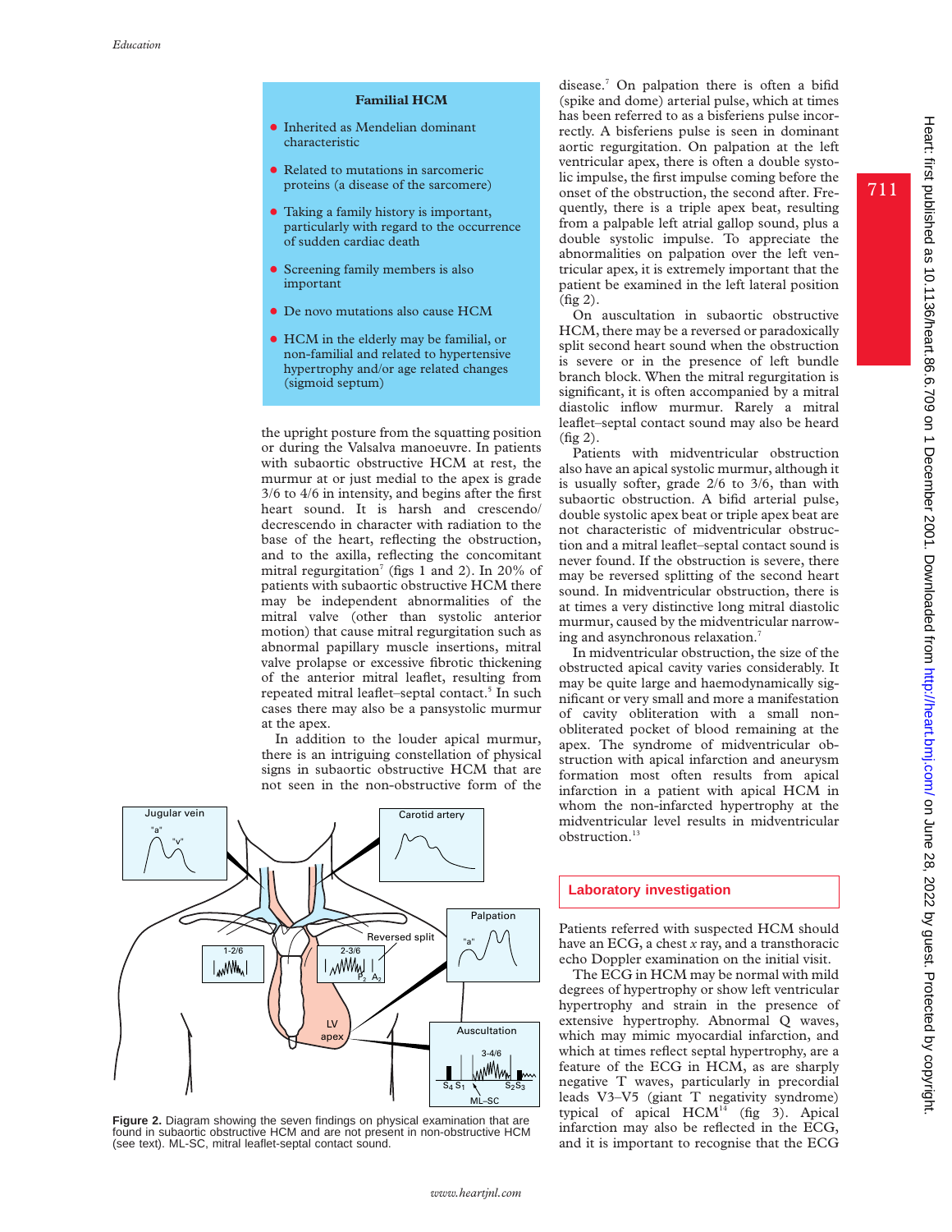**Familial HCM**

- Inherited as Mendelian dominant characteristic
- Related to mutations in sarcomeric proteins (a disease of the sarcomere)
- Taking a family history is important, particularly with regard to the occurrence of sudden cardiac death
- Screening family members is also important
- De novo mutations also cause HCM
- HCM in the elderly may be familial, or non-familial and related to hypertensive hypertrophy and/or age related changes (sigmoid septum)

the upright posture from the squatting position or during the Valsalva manoeuvre. In patients with subaortic obstructive HCM at rest, the murmur at or just medial to the apex is grade 3/6 to 4/6 in intensity, and begins after the first heart sound. It is harsh and crescendo/decrescendo in character with radiation to the base of the heart, reflecting the obstruction, and to the axilla, reflecting the concomitant mitral regurgitation[7] (figs 1 and 2). In 20% of patients with subaortic obstructive HCM there may be independent abnormalities of the mitral valve (other than systolic anterior motion) that cause mitral regurgitation such as abnormal papillary muscle insertions, mitral valve prolapse or excessive fibrotic thickening of the anterior mitral leaflet, resulting from repeated mitral leaflet–septal contact.[5] In such cases there may also be a pansystolic murmur at the apex.

In addition to the louder apical murmur, there is an intriguing constellation of physical signs in subaortic obstructive HCM that are not seen in the non-obstructive form of the disease.[7] On palpation there is often a bifid (spike and dome) arterial pulse, which at times has been referred to as a bisferiens pulse incorrectly. A bisferiens pulse is seen in dominant aortic regurgitation. On palpation at the left ventricular apex, there is often a double systolic impulse, the first impulse coming before the onset of the obstruction, the second after. Frequently, there is a triple apex beat, resulting from a palpable left atrial gallop sound, plus a double systolic impulse. To appreciate the abnormalities on palpation over the left ventricular apex, it is extremely important that the patient be examined in the left lateral position (fig 2).

On auscultation in subaortic obstructive HCM, there may be a reversed or paradoxically split second heart sound when the obstruction is severe or in the presence of left bundle branch block. When the mitral regurgitation is significant, it is often accompanied by a mitral diastolic inflow murmur. Rarely a mitral leaflet–septal contact sound may also be heard (fig 2).

Patients with midventricular obstruction also have an apical systolic murmur, although it is usually softer, grade 2/6 to 3/6, than with subaortic obstruction. A bifid arterial pulse, double systolic apex beat or triple apex beat are not characteristic of midventricular obstruction and a mitral leaflet–septal contact sound is never found. If the obstruction is severe, there may be reversed splitting of the second heart sound. In midventricular obstruction, there is at times a very distinctive long mitral diastolic murmur, caused by the midventricular narrowing and asynchronous relaxation.[7]

In midventricular obstruction, the size of the obstructed apical cavity varies considerably. It may be quite large and haemodynamically significant or very small and more a manifestation of cavity obliteration with a small non-obliterated pocket of blood remaining at the apex. The syndrome of midventricular obstruction with apical infarction and aneurysm formation most often results from apical infarction in a patient with apical HCM in whom the non-infarcted hypertrophy at the midventricular level results in midventricular obstruction.[13]

Jugular vein
"a"
"v"
Carotid artery
Palpation
"a"
Reversed split
1-2/6
2-3/6
$P_2$ $A_2$
LV apex
Auscultation
3-4/6
$S_4$ $S_1$
$S_2 S_3$
ML–SC

**Figure 2.** Diagram showing the seven findings on physical examination that are found in subaortic obstructive HCM and are not present in non-obstructive HCM (see text). ML-SC, mitral leaflet-septal contact sound.

## Laboratory investigation

Patients referred with suspected HCM should have an ECG, a chest *x* ray, and a transthoracic echo Doppler examination on the initial visit.

The ECG in HCM may be normal with mild degrees of hypertrophy or show left ventricular hypertrophy and strain in the presence of extensive hypertrophy. Abnormal Q waves, which may mimic myocardial infarction, and which at times reflect septal hypertrophy, are a feature of the ECG in HCM, as are sharply negative T waves, particularly in precordial leads V3–V5 (giant T negativity syndrome) typical of apical HCM[14] (fig 3). Apical infarction may also be reflected in the ECG, and it is important to recognise that the ECG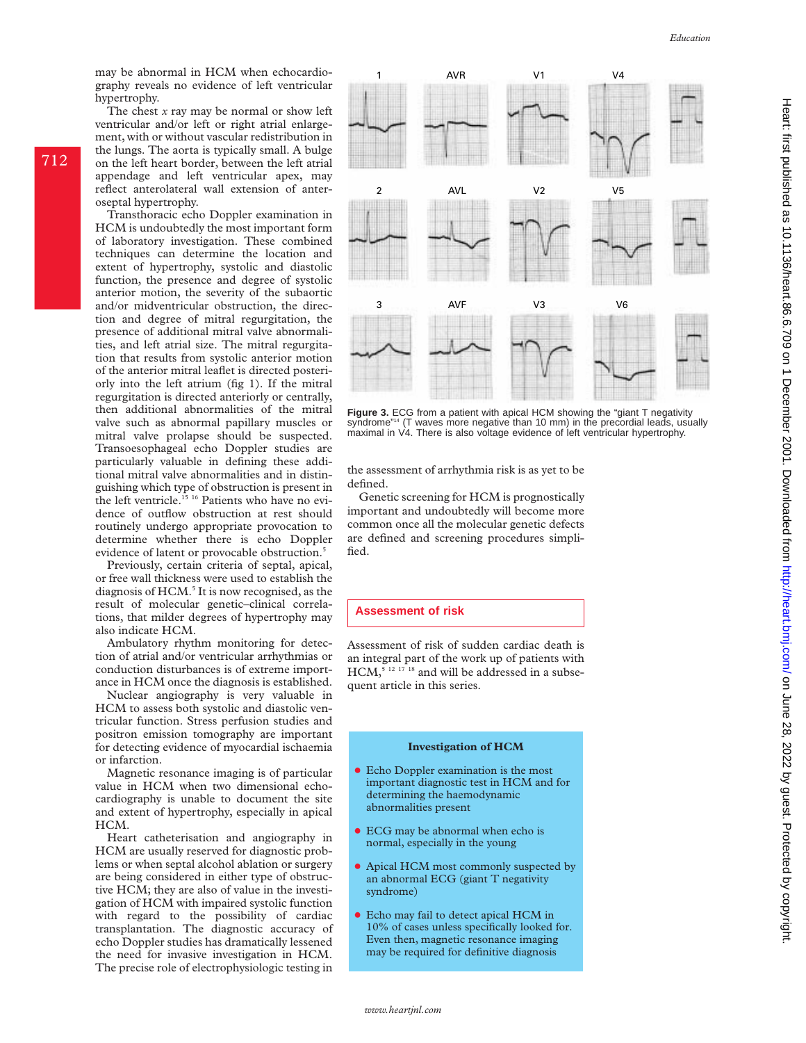may be abnormal in HCM when echocardiography reveals no evidence of left ventricular hypertrophy.

The chest *x* ray may be normal or show left ventricular and/or left or right atrial enlargement, with or without vascular redistribution in the lungs. The aorta is typically small. A bulge on the left heart border, between the left atrial appendage and left ventricular apex, may reflect anterolateral wall extension of anteroseptal hypertrophy.

Transthoracic echo Doppler examination in HCM is undoubtedly the most important form of laboratory investigation. These combined techniques can determine the location and extent of hypertrophy, systolic and diastolic function, the presence and degree of systolic anterior motion, the severity of the subaortic and/or midventricular obstruction, the direction and degree of mitral regurgitation, the presence of additional mitral valve abnormalities, and left atrial size. The mitral regurgitation that results from systolic anterior motion of the anterior mitral leaflet is directed posteriorly into the left atrium (fig 1). If the mitral regurgitation is directed anteriorly or centrally, then additional abnormalities of the mitral valve such as abnormal papillary muscles or mitral valve prolapse should be suspected. Transoesophageal echo Doppler studies are particularly valuable in defining these additional mitral valve abnormalities and in distinguishing which type of obstruction is present in the left ventricle.[15 16] Patients who have no evidence of outflow obstruction at rest should routinely undergo appropriate provocation to determine whether there is echo Doppler evidence of latent or provocable obstruction.[5]

Previously, certain criteria of septal, apical, or free wall thickness were used to establish the diagnosis of HCM.[5] It is now recognised, as the result of molecular genetic–clinical correlations, that milder degrees of hypertrophy may also indicate HCM.

Ambulatory rhythm monitoring for detection of atrial and/or ventricular arrhythmias or conduction disturbances is of extreme importance in HCM once the diagnosis is established.

Nuclear angiography is very valuable in HCM to assess both systolic and diastolic ventricular function. Stress perfusion studies and positron emission tomography are important for detecting evidence of myocardial ischaemia or infarction.

Magnetic resonance imaging is of particular value in HCM when two dimensional echocardiography is unable to document the site and extent of hypertrophy, especially in apical HCM.

Heart catheterisation and angiography in HCM are usually reserved for diagnostic problems or when septal alcohol ablation or surgery are being considered in either type of obstructive HCM; they are also of value in the investigation of HCM with impaired systolic function with regard to the possibility of cardiac transplantation. The diagnostic accuracy of echo Doppler studies has dramatically lessened the need for invasive investigation in HCM. The precise role of electrophysiologic testing in the assessment of arrhythmia risk is as yet to be defined.

Genetic screening for HCM is prognostically important and undoubtedly will become more common once all the molecular genetic defects are defined and screening procedures simplified.

**Figure 3.** ECG from a patient with apical HCM showing the "giant T negativity syndrome"[14] (T waves more negative than 10 mm) in the precordial leads, usually maximal in V4. There is also voltage evidence of left ventricular hypertrophy.

## Assessment of risk

Assessment of risk of sudden cardiac death is an integral part of the work up of patients with HCM,[5 12 17 18] and will be addressed in a subsequent article in this series.

### Investigation of HCM

- Echo Doppler examination is the most important diagnostic test in HCM and for determining the haemodynamic abnormalities present
- ECG may be abnormal when echo is normal, especially in the young
- Apical HCM most commonly suspected by an abnormal ECG (giant T negativity syndrome)
- Echo may fail to detect apical HCM in 10% of cases unless specifically looked for. Even then, magnetic resonance imaging may be required for definitive diagnosis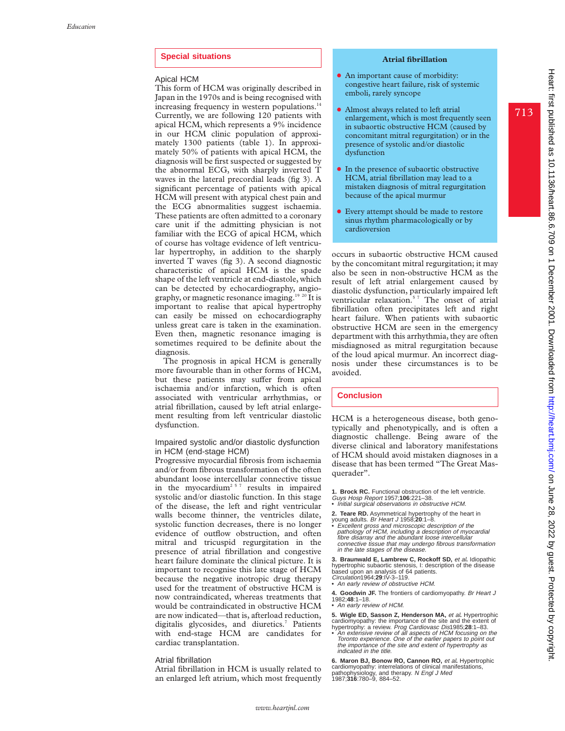## Special situations

### Apical HCM

This form of HCM was originally described in Japan in the 1970s and is being recognised with increasing frequency in western populations.[14] Currently, we are following 120 patients with apical HCM, which represents a 9% incidence in our HCM clinic population of approximately 1300 patients (table 1). In approximately 50% of patients with apical HCM, the diagnosis will be first suspected or suggested by the abnormal ECG, with sharply inverted T waves in the lateral precordial leads (fig 3). A significant percentage of patients with apical HCM will present with atypical chest pain and the ECG abnormalities suggest ischaemia. These patients are often admitted to a coronary care unit if the admitting physician is not familiar with the ECG of apical HCM, which of course has voltage evidence of left ventricular hypertrophy, in addition to the sharply inverted T waves (fig 3). A second diagnostic characteristic of apical HCM is the spade shape of the left ventricle at end-diastole, which can be detected by echocardiography, angiography, or magnetic resonance imaging.[19 20] It is important to realise that apical hypertrophy can easily be missed on echocardiography unless great care is taken in the examination. Even then, magnetic resonance imaging is sometimes required to be definite about the diagnosis.

The prognosis in apical HCM is generally more favourable than in other forms of HCM, but these patients may suffer from apical ischaemia and/or infarction, which is often associated with ventricular arrhythmias, or atrial fibrillation, caused by left atrial enlargement resulting from left ventricular diastolic dysfunction.

### Impaired systolic and/or diastolic dysfunction in HCM (end-stage HCM)

Progressive myocardial fibrosis from ischaemia and/or from fibrous transformation of the often abundant loose intercellular connective tissue in the myocardium[2 5 7] results in impaired systolic and/or diastolic function. In this stage of the disease, the left and right ventricular walls become thinner, the ventricles dilate, systolic function decreases, there is no longer evidence of outflow obstruction, and often mitral and tricuspid regurgitation in the presence of atrial fibrillation and congestive heart failure dominate the clinical picture. It is important to recognise this late stage of HCM because the negative inotropic drug therapy used for the treatment of obstructive HCM is now contraindicated, whereas treatments that would be contraindicated in obstructive HCM are now indicated—that is, afterload reduction, digitalis glycosides, and diuretics.[7] Patients with end-stage HCM are candidates for cardiac transplantation.

### Atrial fibrillation

Atrial fibrillation in HCM is usually related to an enlarged left atrium, which most frequently occurs in subaortic obstructive HCM caused by the concomitant mitral regurgitation; it may also be seen in non-obstructive HCM as the result of left atrial enlargement caused by diastolic dysfunction, particularly impaired left ventricular relaxation.[5 7] The onset of atrial fibrillation often precipitates left and right heart failure. When patients with subaortic obstructive HCM are seen in the emergency department with this arrhythmia, they are often misdiagnosed as mitral regurgitation because of the loud apical murmur. An incorrect diagnosis under these circumstances is to be avoided.

> **Atrial fibrillation**
>
> - An important cause of morbidity: congestive heart failure, risk of systemic emboli, rarely syncope
> - Almost always related to left atrial enlargement, which is most frequently seen in subaortic obstructive HCM (caused by concomitant mitral regurgitation) or in the presence of systolic and/or diastolic dysfunction
> - In the presence of subaortic obstructive HCM, atrial fibrillation may lead to a mistaken diagnosis of mitral regurgitation because of the apical murmur
> - Every attempt should be made to restore sinus rhythm pharmacologically or by cardioversion

## Conclusion

HCM is a heterogeneous disease, both genotypically and phenotypically, and is often a diagnostic challenge. Being aware of the diverse clinical and laboratory manifestations of HCM should avoid mistaken diagnoses in a disease that has been termed "The Great Masquerader".

1. **Brock RC.** Functional obstruction of the left ventricle. *Guys Hosp Report* 1957;**106**:221–38.
   - *Initial surgical observations in obstructive HCM.*
2. **Teare RD.** Asymmetrical hypertrophy of the heart in young adults. *Br Heart J* 1958;**20**:1–8.
   - *Excellent gross and microscopic description of the pathology of HCM, including a description of myocardial fibre disarray and the abundant loose intercellular connective tissue that may undergo fibrous transformation in the late stages of the disease.*
3. **Braunwald E, Lambrew C, Rockoff SD, *et al*.** Idiopathic hypertrophic subaortic stenosis, I: description of the disease based upon an analysis of 64 patients. *Circulation*1964;**29**:IV-3–119.
   - *An early review of obstructive HCM.*
4. **Goodwin JF.** The frontiers of cardiomyopathy. *Br Heart J* 1982;**48**:1–18.
   - *An early review of HCM.*
5. **Wigle ED, Sasson Z, Henderson MA, *et al*.** Hypertrophic cardiomyopathy: the importance of the site and the extent of hypertrophy: a review. *Prog Cardiovasc Dis*1985;**28**:1–83.
   - *An extensive review of all aspects of HCM focusing on the Toronto experience. One of the earlier papers to point out the importance of the site and extent of hypertrophy as indicated in the title.*
6. **Maron BJ, Bonow RO, Cannon RO, *et al*.** Hypertrophic cardiomyopathy: interrelations of clinical manifestations, pathophysiology, and therapy. *N Engl J Med* 1987;**316**:780–9, 884–52.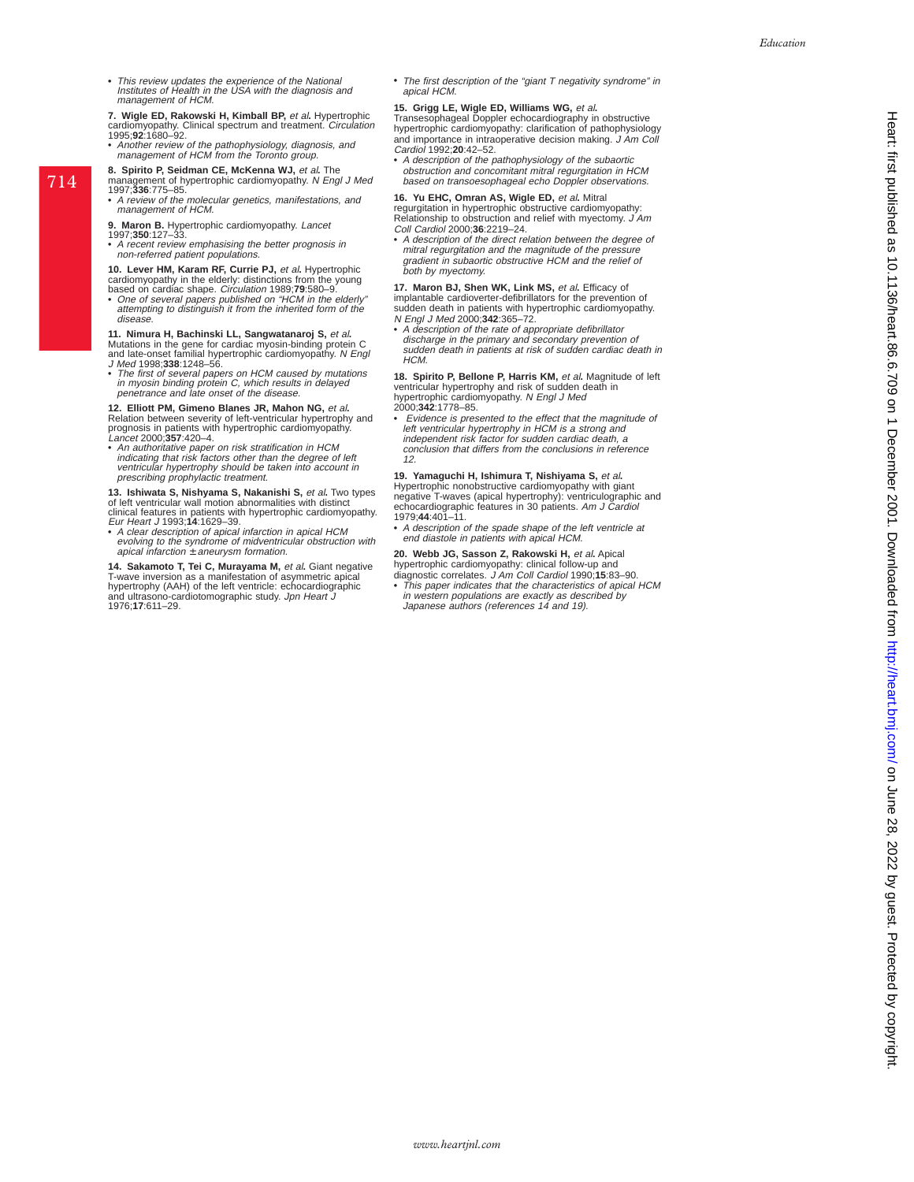- *This review updates the experience of the National Institutes of Health in the USA with the diagnosis and management of HCM.*

**7. Wigle ED, Rakowski H, Kimball BP,** *et al.* Hypertrophic cardiomyopathy. Clinical spectrum and treatment. *Circulation* 1995;**92**:1680–92.

- *Another review of the pathophysiology, diagnosis, and management of HCM from the Toronto group.*

**8. Spirito P, Seidman CE, McKenna WJ,** *et al.* The management of hypertrophic cardiomyopathy. *N Engl J Med* 1997;**336**:775–85.

- *A review of the molecular genetics, manifestations, and management of HCM.*

**9. Maron B.** Hypertrophic cardiomyopathy. *Lancet* 1997;**350**:127–33.

- *A recent review emphasising the better prognosis in non-referred patient populations.*

**10. Lever HM, Karam RF, Currie PJ,** *et al.* Hypertrophic cardiomyopathy in the elderly: distinctions from the young based on cardiac shape. *Circulation* 1989;**79**:580–9.

- *One of several papers published on "HCM in the elderly" attempting to distinguish it from the inherited form of the disease.*

**11. Nimura H, Bachinski LL, Sangwatanaroj S,** *et al.* Mutations in the gene for cardiac myosin-binding protein C and late-onset familial hypertrophic cardiomyopathy. *N Engl J Med* 1998;**338**:1248–56.

- *The first of several papers on HCM caused by mutations in myosin binding protein C, which results in delayed penetrance and late onset of the disease.*

**12. Elliott PM, Gimeno Blanes JR, Mahon NG,** *et al.* Relation between severity of left-ventricular hypertrophy and prognosis in patients with hypertrophic cardiomyopathy. *Lancet* 2000;**357**:420–4.

- *An authoritative paper on risk stratification in HCM indicating that risk factors other than the degree of left ventricular hypertrophy should be taken into account in prescribing prophylactic treatment.*

**13. Ishiwata S, Nishyama S, Nakanishi S,** *et al.* Two types of left ventricular wall motion abnormalities with distinct clinical features in patients with hypertrophic cardiomyopathy. *Eur Heart J* 1993;**14**:1629–39.

- *A clear description of apical infarction in apical HCM evolving to the syndrome of midventricular obstruction with apical infarction ± aneurysm formation.*

**14. Sakamoto T, Tei C, Murayama M,** *et al.* Giant negative T-wave inversion as a manifestation of asymmetric apical hypertrophy (AAH) of the left ventricle: echocardiographic and ultrasono-cardiotomographic study. *Jpn Heart J* 1976;**17**:611–29.

- *The first description of the "giant T negativity syndrome" in apical HCM.*

**15. Grigg LE, Wigle ED, Williams WG,** *et al.* Transesophageal Doppler echocardiography in obstructive hypertrophic cardiomyopathy: clarification of pathophysiology and importance in intraoperative decision making. *J Am Coll Cardiol* 1992;**20**:42–52.

- *A description of the pathophysiology of the subaortic obstruction and concomitant mitral regurgitation in HCM based on transoesophageal echo Doppler observations.*

**16. Yu EHC, Omran AS, Wigle ED,** *et al.* Mitral regurgitation in hypertrophic obstructive cardiomyopathy: Relationship to obstruction and relief with myectomy. *J Am Coll Cardiol* 2000;**36**:2219–24.

- *A description of the direct relation between the degree of mitral regurgitation and the magnitude of the pressure gradient in subaortic obstructive HCM and the relief of both by myectomy.*

**17. Maron BJ, Shen WK, Link MS,** *et al.* Efficacy of implantable cardioverter-defibrillators for the prevention of sudden death in patients with hypertrophic cardiomyopathy. *N Engl J Med* 2000;**342**:365–72.

- *A description of the rate of appropriate defibrillator discharge in the primary and secondary prevention of sudden death in patients at risk of sudden cardiac death in HCM.*

**18. Spirito P, Bellone P, Harris KM,** *et al.* Magnitude of left ventricular hypertrophy and risk of sudden death in hypertrophic cardiomyopathy. *N Engl J Med* 2000;**342**:1778–85.

- *Evidence is presented to the effect that the magnitude of left ventricular hypertrophy in HCM is a strong and independent risk factor for sudden cardiac death, a conclusion that differs from the conclusions in reference 12.*

**19. Yamaguchi H, Ishimura T, Nishiyama S,** *et al.* Hypertrophic nonobstructive cardiomyopathy with giant negative T-waves (apical hypertrophy): ventriculographic and echocardiographic features in 30 patients. *Am J Cardiol* 1979;**44**:401–11.

- *A description of the spade shape of the left ventricle at end diastole in patients with apical HCM.*

**20. Webb JG, Sasson Z, Rakowski H,** *et al.* Apical hypertrophic cardiomyopathy: clinical follow-up and diagnostic correlates. *J Am Coll Cardiol* 1990;**15**:83–90.

- *This paper indicates that the characteristics of apical HCM in western populations are exactly as described by Japanese authors (references 14 and 19).*